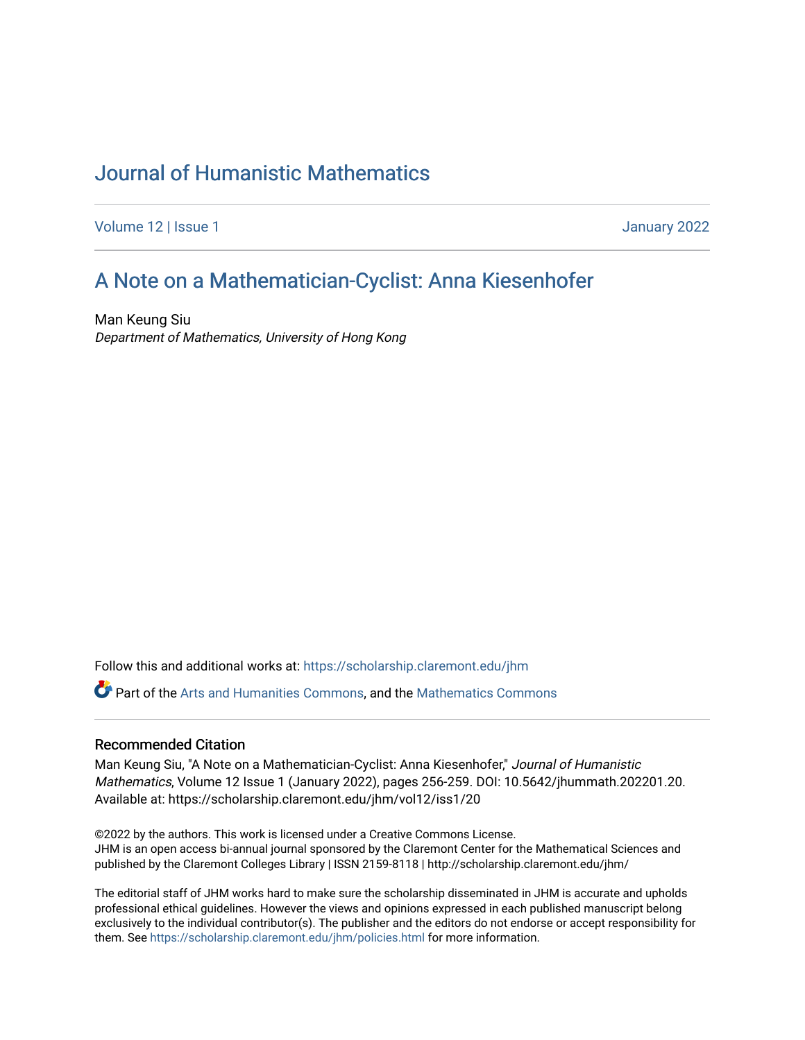# Journal of Humanistic Mathematics

Volume 12 | Issue 1 January 2022

## A Note on a Mathematician-Cyclist: Anna Kiesenhofer

Man Keung Siu
*Department of Mathematics, University of Hong Kong*

Follow this and additional works at: https://scholarship.claremont.edu/jhm

Part of the Arts and Humanities Commons, and the Mathematics Commons

### Recommended Citation

Man Keung Siu, "A Note on a Mathematician-Cyclist: Anna Kiesenhofer," *Journal of Humanistic Mathematics*, Volume 12 Issue 1 (January 2022), pages 256-259. DOI: 10.5642/jhummath.202201.20. Available at: https://scholarship.claremont.edu/jhm/vol12/iss1/20

©2022 by the authors. This work is licensed under a Creative Commons License.
JHM is an open access bi-annual journal sponsored by the Claremont Center for the Mathematical Sciences and published by the Claremont Colleges Library | ISSN 2159-8118 | http://scholarship.claremont.edu/jhm/

The editorial staff of JHM works hard to make sure the scholarship disseminated in JHM is accurate and upholds professional ethical guidelines. However the views and opinions expressed in each published manuscript belong exclusively to the individual contributor(s). The publisher and the editors do not endorse or accept responsibility for them. See https://scholarship.claremont.edu/jhm/policies.html for more information.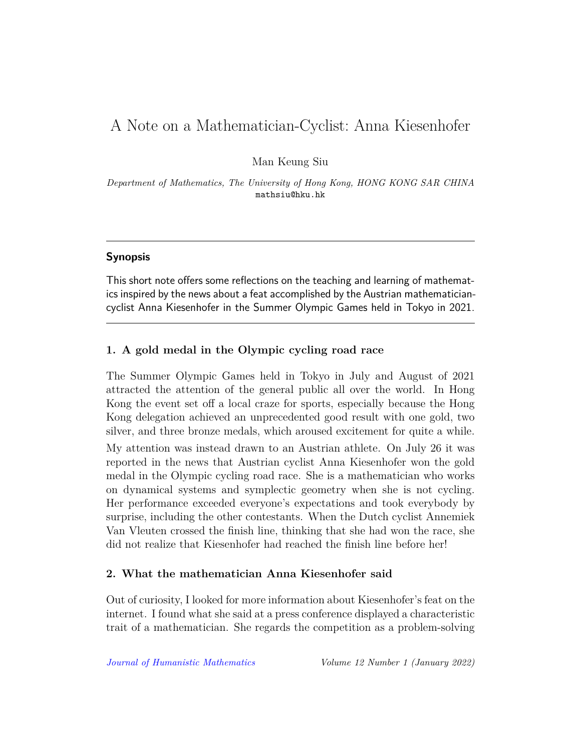# A Note on a Mathematician-Cyclist: Anna Kiesenhofer

Man Keung Siu

*Department of Mathematics, The University of Hong Kong, HONG KONG SAR CHINA*
mathsiu@hku.hk

---

### Synopsis

This short note offers some reflections on the teaching and learning of mathematics inspired by the news about a feat accomplished by the Austrian mathematician-cyclist Anna Kiesenhofer in the Summer Olympic Games held in Tokyo in 2021.

---

## 1. A gold medal in the Olympic cycling road race

The Summer Olympic Games held in Tokyo in July and August of 2021 attracted the attention of the general public all over the world. In Hong Kong the event set off a local craze for sports, especially because the Hong Kong delegation achieved an unprecedented good result with one gold, two silver, and three bronze medals, which aroused excitement for quite a while.

My attention was instead drawn to an Austrian athlete. On July 26 it was reported in the news that Austrian cyclist Anna Kiesenhofer won the gold medal in the Olympic cycling road race. She is a mathematician who works on dynamical systems and symplectic geometry when she is not cycling. Her performance exceeded everyone's expectations and took everybody by surprise, including the other contestants. When the Dutch cyclist Annemiek Van Vleuten crossed the finish line, thinking that she had won the race, she did not realize that Kiesenhofer had reached the finish line before her!

## 2. What the mathematician Anna Kiesenhofer said

Out of curiosity, I looked for more information about Kiesenhofer's feat on the internet. I found what she said at a press conference displayed a characteristic trait of a mathematician. She regards the competition as a problem-solving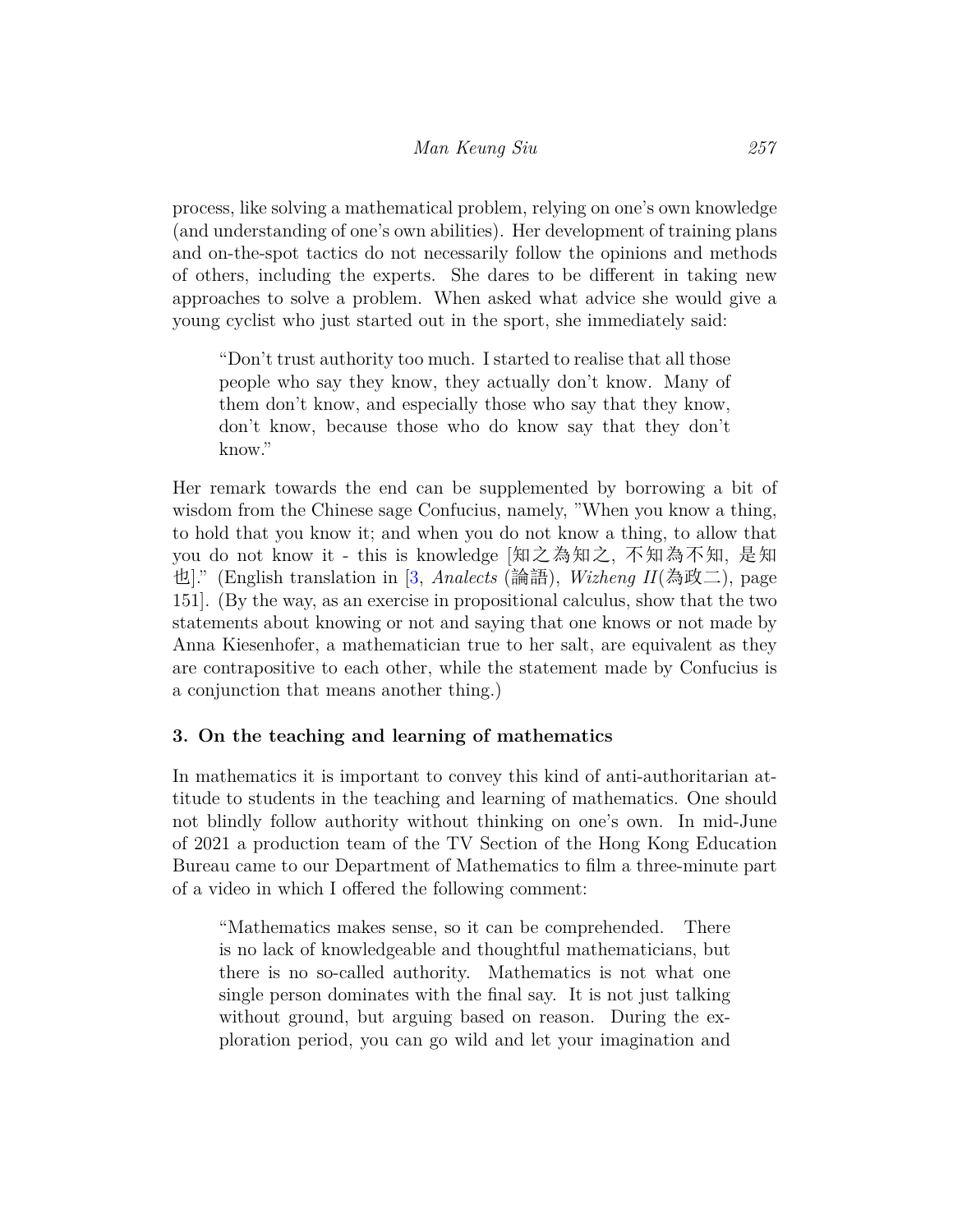process, like solving a mathematical problem, relying on one's own knowledge (and understanding of one's own abilities). Her development of training plans and on-the-spot tactics do not necessarily follow the opinions and methods of others, including the experts. She dares to be different in taking new approaches to solve a problem. When asked what advice she would give a young cyclist who just started out in the sport, she immediately said:

> "Don't trust authority too much. I started to realise that all those people who say they know, they actually don't know. Many of them don't know, and especially those who say that they know, don't know, because those who do know say that they don't know."

Her remark towards the end can be supplemented by borrowing a bit of wisdom from the Chinese sage Confucius, namely, "When you know a thing, to hold that you know it; and when you do not know a thing, to allow that you do not know it - this is knowledge [知之為知之, 不知為不知, 是知也]." (English translation in [3, *Analects* (論語), *Wizheng II*(為政二), page 151]. (By the way, as an exercise in propositional calculus, show that the two statements about knowing or not and saying that one knows or not made by Anna Kiesenhofer, a mathematician true to her salt, are equivalent as they are contrapositive to each other, while the statement made by Confucius is a conjunction that means another thing.)

## 3. On the teaching and learning of mathematics

In mathematics it is important to convey this kind of anti-authoritarian attitude to students in the teaching and learning of mathematics. One should not blindly follow authority without thinking on one's own. In mid-June of 2021 a production team of the TV Section of the Hong Kong Education Bureau came to our Department of Mathematics to film a three-minute part of a video in which I offered the following comment:

> "Mathematics makes sense, so it can be comprehended. There is no lack of knowledgeable and thoughtful mathematicians, but there is no so-called authority. Mathematics is not what one single person dominates with the final say. It is not just talking without ground, but arguing based on reason. During the exploration period, you can go wild and let your imagination and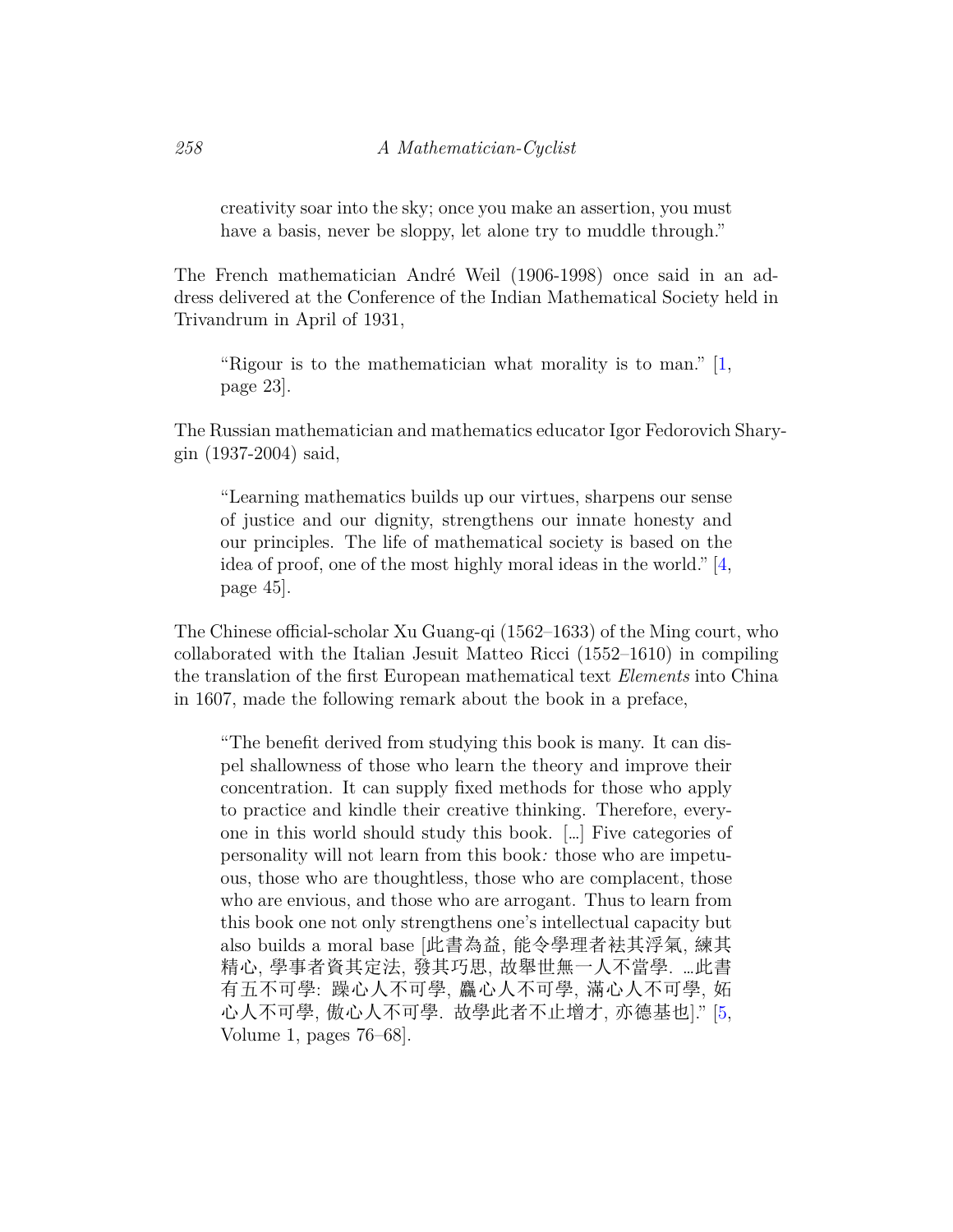> creativity soar into the sky; once you make an assertion, you must have a basis, never be sloppy, let alone try to muddle through."

The French mathematician André Weil (1906-1998) once said in an address delivered at the Conference of the Indian Mathematical Society held in Trivandrum in April of 1931,

> "Rigour is to the mathematician what morality is to man." [1, page 23].

The Russian mathematician and mathematics educator Igor Fedorovich Sharygin (1937-2004) said,

> "Learning mathematics builds up our virtues, sharpens our sense of justice and our dignity, strengthens our innate honesty and our principles. The life of mathematical society is based on the idea of proof, one of the most highly moral ideas in the world." [4, page 45].

The Chinese official-scholar Xu Guang-qi (1562–1633) of the Ming court, who collaborated with the Italian Jesuit Matteo Ricci (1552–1610) in compiling the translation of the first European mathematical text *Elements* into China in 1607, made the following remark about the book in a preface,

> "The benefit derived from studying this book is many. It can dispel shallowness of those who learn the theory and improve their concentration. It can supply fixed methods for those who apply to practice and kindle their creative thinking. Therefore, everyone in this world should study this book. [...] Five categories of personality will not learn from this book*:* those who are impetuous, those who are thoughtless, those who are complacent, those who are envious, and those who are arrogant. Thus to learn from this book one not only strengthens one's intellectual capacity but also builds a moral base [此書為益, 能令學理者祛其浮氣, 練其精心, 學事者資其定法, 發其巧思, 故舉世無一人不當學. ...此書有五不可學: 躁心人不可學, 麤心人不可學, 滿心人不可學, 妬心人不可學, 傲心人不可學. 故學此者不止增才, 亦德基也]." [5, Volume 1, pages 76–68].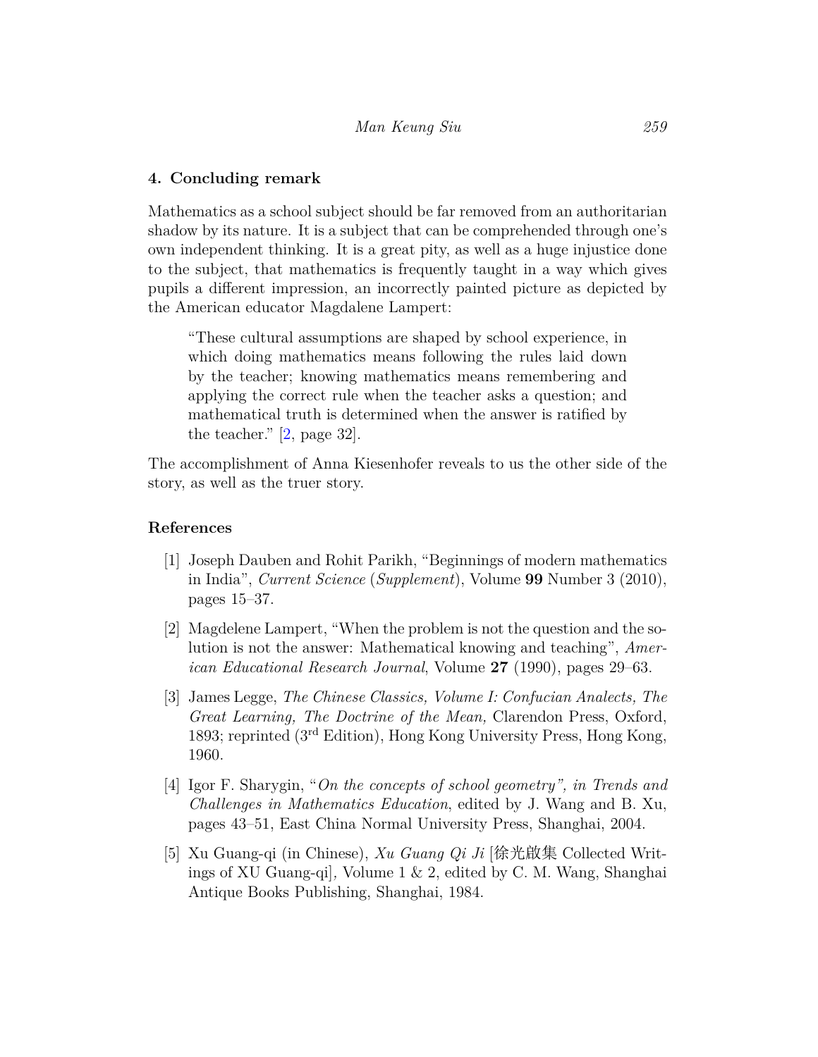## 4. Concluding remark

Mathematics as a school subject should be far removed from an authoritarian shadow by its nature. It is a subject that can be comprehended through one's own independent thinking. It is a great pity, as well as a huge injustice done to the subject, that mathematics is frequently taught in a way which gives pupils a different impression, an incorrectly painted picture as depicted by the American educator Magdalene Lampert:

> "These cultural assumptions are shaped by school experience, in which doing mathematics means following the rules laid down by the teacher; knowing mathematics means remembering and applying the correct rule when the teacher asks a question; and mathematical truth is determined when the answer is ratified by the teacher." [2, page 32].

The accomplishment of Anna Kiesenhofer reveals to us the other side of the story, as well as the truer story.

## References

[1] Joseph Dauben and Rohit Parikh, "Beginnings of modern mathematics in India", *Current Science* (*Supplement*), Volume **99** Number 3 (2010), pages 15–37.

[2] Magdelene Lampert, "When the problem is not the question and the solution is not the answer: Mathematical knowing and teaching", *American Educational Research Journal*, Volume **27** (1990), pages 29–63.

[3] James Legge, *The Chinese Classics, Volume I: Confucian Analects, The Great Learning, The Doctrine of the Mean,* Clarendon Press, Oxford, 1893; reprinted (3rd Edition), Hong Kong University Press, Hong Kong, 1960.

[4] Igor F. Sharygin, "*On the concepts of school geometry", in Trends and Challenges in Mathematics Education*, edited by J. Wang and B. Xu, pages 43–51, East China Normal University Press, Shanghai, 2004.

[5] Xu Guang-qi (in Chinese), *Xu Guang Qi Ji* [徐光啟集 Collected Writings of XU Guang-qi], Volume 1 & 2, edited by C. M. Wang, Shanghai Antique Books Publishing, Shanghai, 1984.